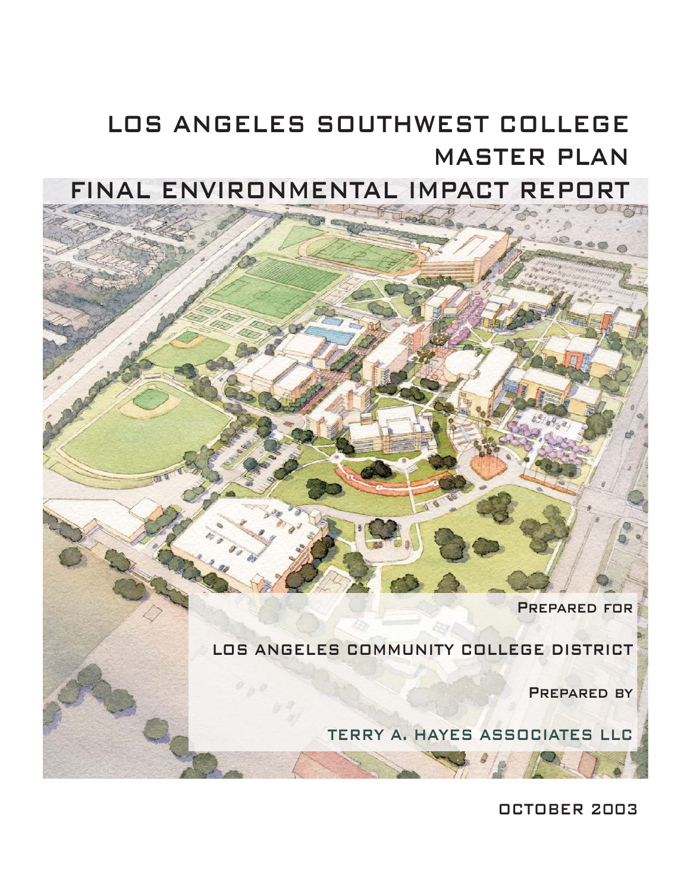# LOS ANGELES SOUTHWEST COLLEGE MASTER PLAN

# FINAL ENVIRONMENTAL IMPACT REPORT

PREPARED FOR

LOS ANGELES COMMUNITY COLLEGE DISTRICT

PREPARED BY

TERRY A. HAYES ASSOCIATES LLC

OCTOBER 2003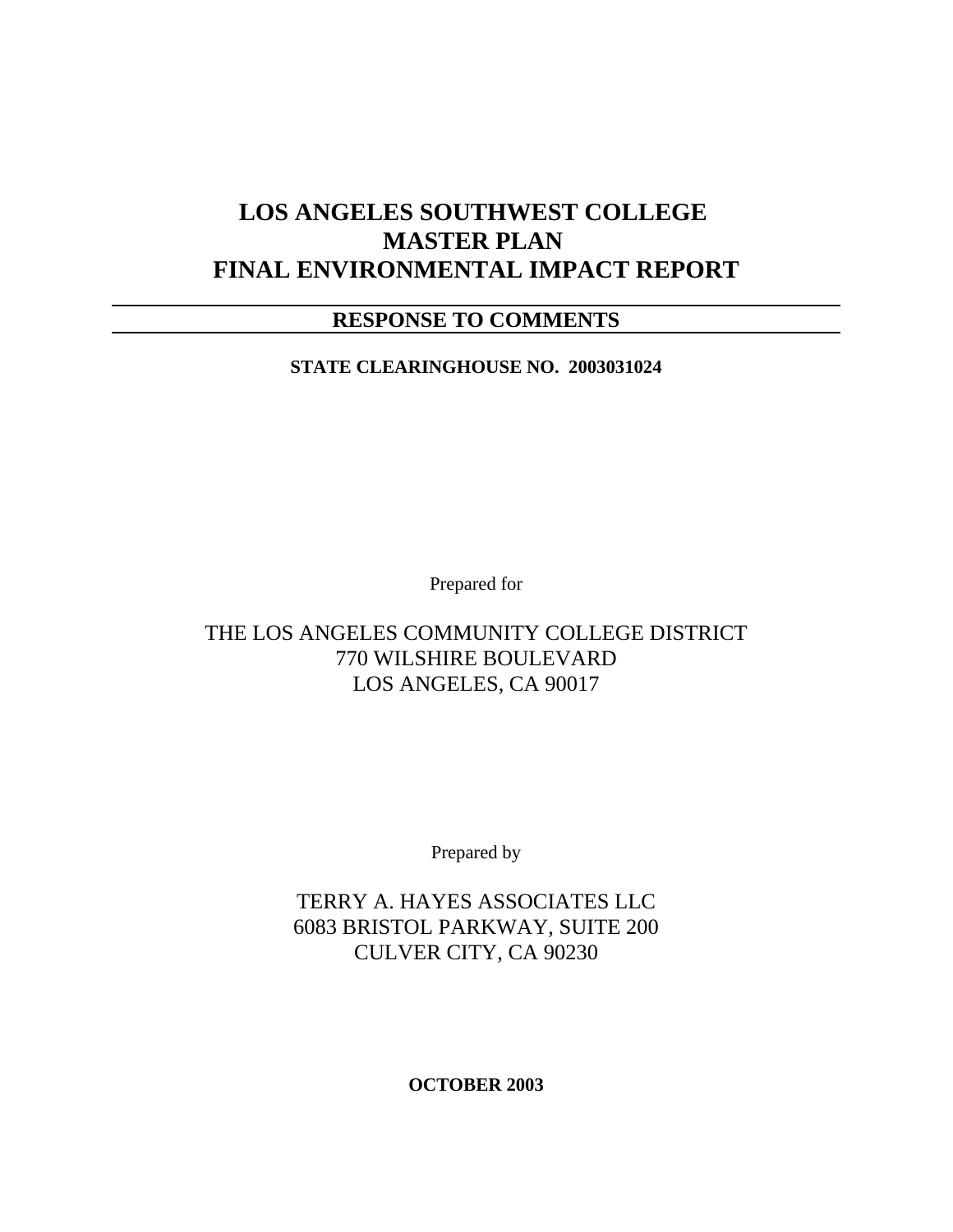# LOS ANGELES SOUTHWEST COLLEGE MASTER PLAN FINAL ENVIRONMENTAL IMPACT REPORT

## RESPONSE TO COMMENTS

**STATE CLEARINGHOUSE NO. 2003031024**

Prepared for

THE LOS ANGELES COMMUNITY COLLEGE DISTRICT
770 WILSHIRE BOULEVARD
LOS ANGELES, CA 90017

Prepared by

TERRY A. HAYES ASSOCIATES LLC
6083 BRISTOL PARKWAY, SUITE 200
CULVER CITY, CA 90230

**OCTOBER 2003**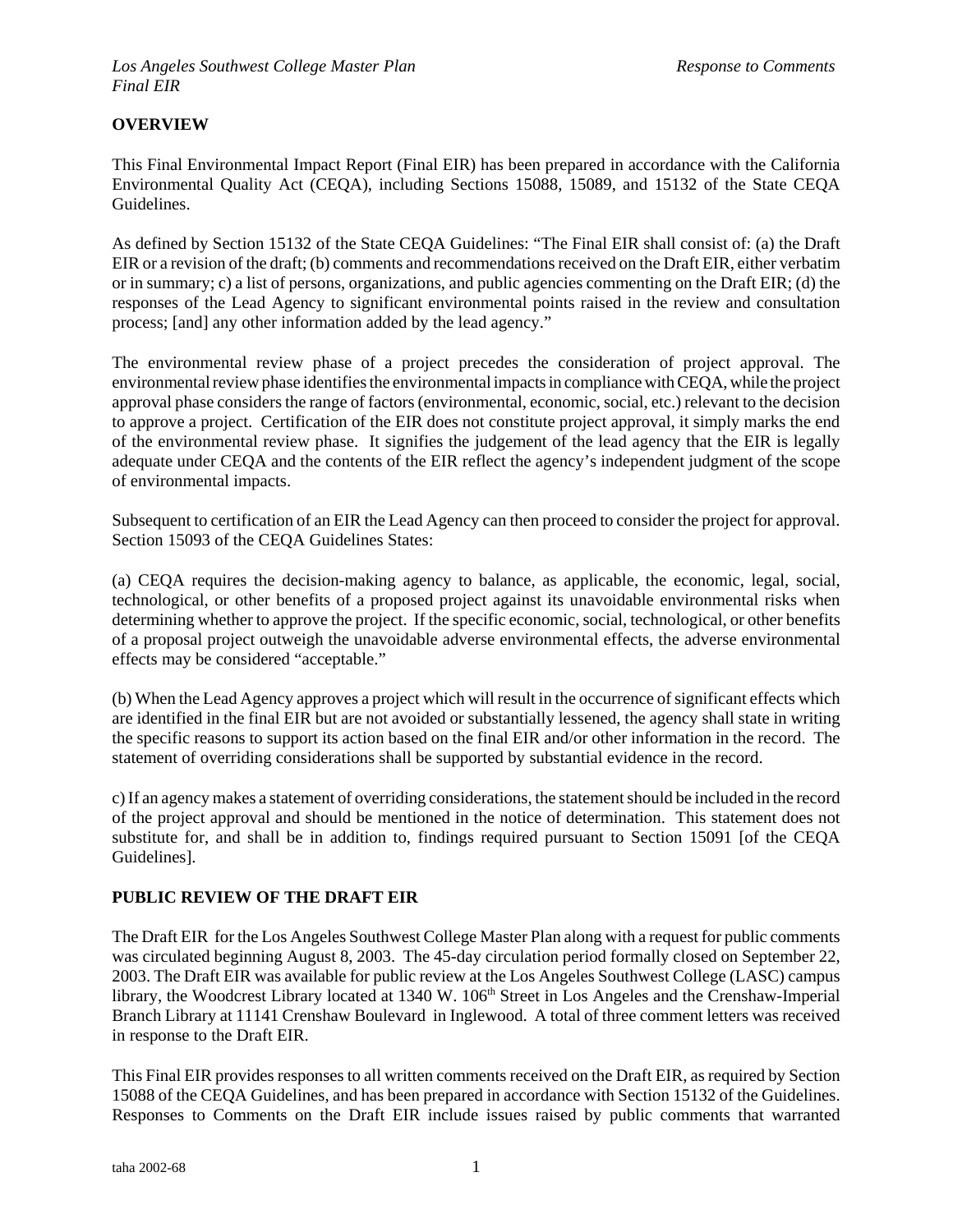## OVERVIEW

This Final Environmental Impact Report (Final EIR) has been prepared in accordance with the California Environmental Quality Act (CEQA), including Sections 15088, 15089, and 15132 of the State CEQA Guidelines.

As defined by Section 15132 of the State CEQA Guidelines: "The Final EIR shall consist of: (a) the Draft EIR or a revision of the draft; (b) comments and recommendations received on the Draft EIR, either verbatim or in summary; c) a list of persons, organizations, and public agencies commenting on the Draft EIR; (d) the responses of the Lead Agency to significant environmental points raised in the review and consultation process; [and] any other information added by the lead agency."

The environmental review phase of a project precedes the consideration of project approval. The environmental review phase identifies the environmental impacts in compliance with CEQA, while the project approval phase considers the range of factors (environmental, economic, social, etc.) relevant to the decision to approve a project. Certification of the EIR does not constitute project approval, it simply marks the end of the environmental review phase. It signifies the judgement of the lead agency that the EIR is legally adequate under CEQA and the contents of the EIR reflect the agency's independent judgment of the scope of environmental impacts.

Subsequent to certification of an EIR the Lead Agency can then proceed to consider the project for approval. Section 15093 of the CEQA Guidelines States:

(a) CEQA requires the decision-making agency to balance, as applicable, the economic, legal, social, technological, or other benefits of a proposed project against its unavoidable environmental risks when determining whether to approve the project. If the specific economic, social, technological, or other benefits of a proposal project outweigh the unavoidable adverse environmental effects, the adverse environmental effects may be considered "acceptable."

(b) When the Lead Agency approves a project which will result in the occurrence of significant effects which are identified in the final EIR but are not avoided or substantially lessened, the agency shall state in writing the specific reasons to support its action based on the final EIR and/or other information in the record. The statement of overriding considerations shall be supported by substantial evidence in the record.

c) If an agency makes a statement of overriding considerations, the statement should be included in the record of the project approval and should be mentioned in the notice of determination. This statement does not substitute for, and shall be in addition to, findings required pursuant to Section 15091 [of the CEQA Guidelines].

## PUBLIC REVIEW OF THE DRAFT EIR

The Draft EIR for the Los Angeles Southwest College Master Plan along with a request for public comments was circulated beginning August 8, 2003. The 45-day circulation period formally closed on September 22, 2003. The Draft EIR was available for public review at the Los Angeles Southwest College (LASC) campus library, the Woodcrest Library located at 1340 W. 106th Street in Los Angeles and the Crenshaw-Imperial Branch Library at 11141 Crenshaw Boulevard in Inglewood. A total of three comment letters was received in response to the Draft EIR.

This Final EIR provides responses to all written comments received on the Draft EIR, as required by Section 15088 of the CEQA Guidelines, and has been prepared in accordance with Section 15132 of the Guidelines. Responses to Comments on the Draft EIR include issues raised by public comments that warranted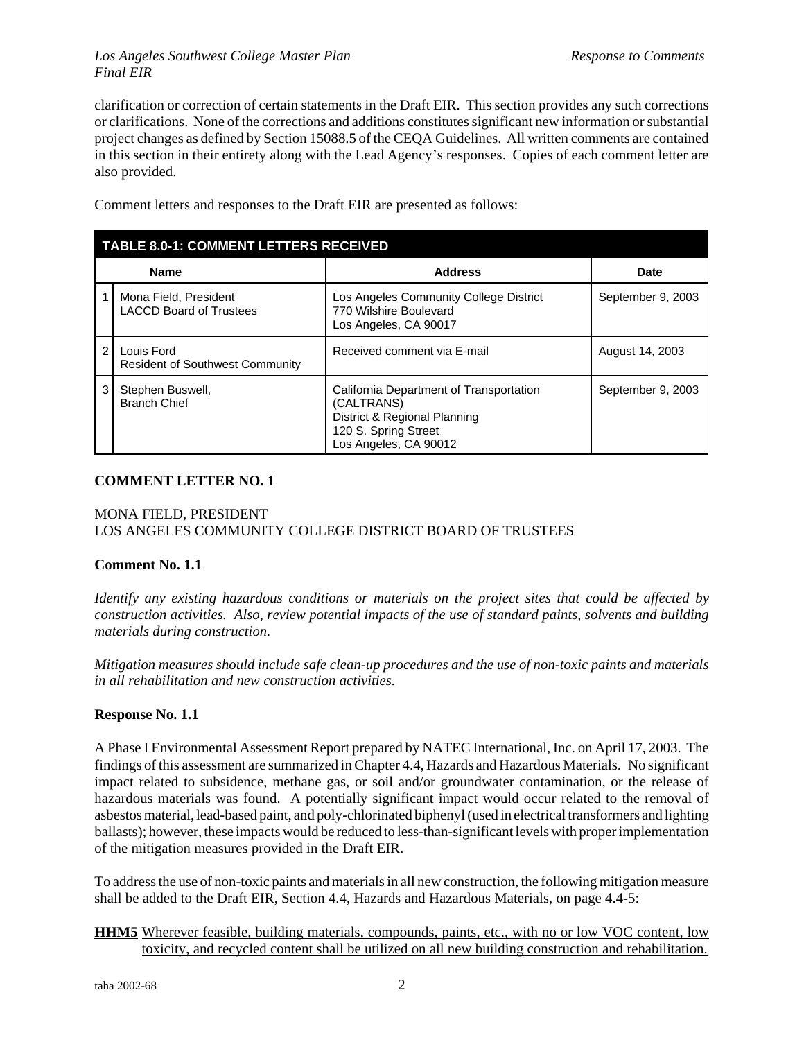clarification or correction of certain statements in the Draft EIR. This section provides any such corrections or clarifications. None of the corrections and additions constitutes significant new information or substantial project changes as defined by Section 15088.5 of the CEQA Guidelines. All written comments are contained in this section in their entirety along with the Lead Agency's responses. Copies of each comment letter are also provided.

Comment letters and responses to the Draft EIR are presented as follows:

**TABLE 8.0-1: COMMENT LETTERS RECEIVED**

| | Name | Address | Date |
|---|---|---|---|
| 1 | Mona Field, President<br>LACCD Board of Trustees | Los Angeles Community College District<br>770 Wilshire Boulevard<br>Los Angeles, CA 90017 | September 9, 2003 |
| 2 | Louis Ford<br>Resident of Southwest Community | Received comment via E-mail | August 14, 2003 |
| 3 | Stephen Buswell,<br>Branch Chief | California Department of Transportation (CALTRANS)<br>District & Regional Planning<br>120 S. Spring Street<br>Los Angeles, CA 90012 | September 9, 2003 |

## COMMENT LETTER NO. 1

MONA FIELD, PRESIDENT
LOS ANGELES COMMUNITY COLLEGE DISTRICT BOARD OF TRUSTEES

### Comment No. 1.1

*Identify any existing hazardous conditions or materials on the project sites that could be affected by construction activities. Also, review potential impacts of the use of standard paints, solvents and building materials during construction.*

*Mitigation measures should include safe clean-up procedures and the use of non-toxic paints and materials in all rehabilitation and new construction activities.*

### Response No. 1.1

A Phase I Environmental Assessment Report prepared by NATEC International, Inc. on April 17, 2003. The findings of this assessment are summarized in Chapter 4.4, Hazards and Hazardous Materials. No significant impact related to subsidence, methane gas, or soil and/or groundwater contamination, or the release of hazardous materials was found. A potentially significant impact would occur related to the removal of asbestos material, lead-based paint, and poly-chlorinated biphenyl (used in electrical transformers and lighting ballasts); however, these impacts would be reduced to less-than-significant levels with proper implementation of the mitigation measures provided in the Draft EIR.

To address the use of non-toxic paints and materials in all new construction, the following mitigation measure shall be added to the Draft EIR, Section 4.4, Hazards and Hazardous Materials, on page 4.4-5:

**HHM5** Wherever feasible, building materials, compounds, paints, etc., with no or low VOC content, low toxicity, and recycled content shall be utilized on all new building construction and rehabilitation.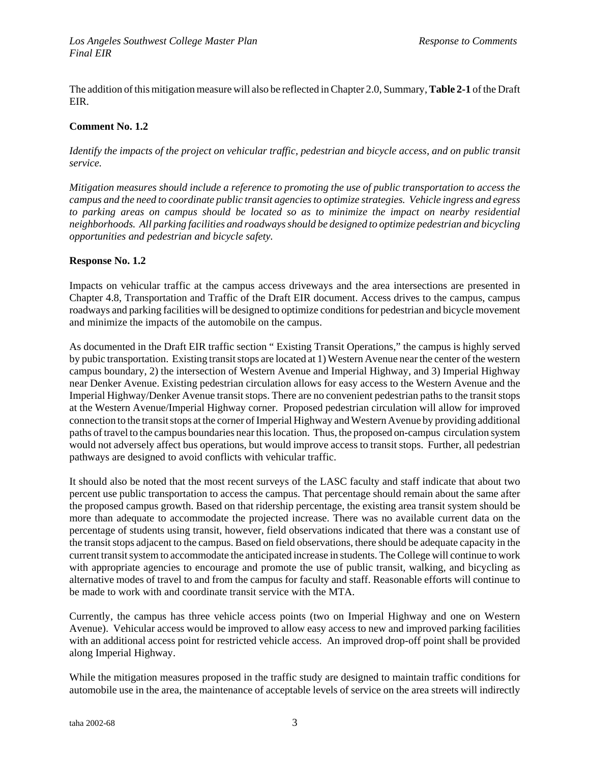The addition of this mitigation measure will also be reflected in Chapter 2.0, Summary, **Table 2-1** of the Draft EIR.

**Comment No. 1.2**

*Identify the impacts of the project on vehicular traffic, pedestrian and bicycle access, and on public transit service.*

*Mitigation measures should include a reference to promoting the use of public transportation to access the campus and the need to coordinate public transit agencies to optimize strategies. Vehicle ingress and egress to parking areas on campus should be located so as to minimize the impact on nearby residential neighborhoods. All parking facilities and roadways should be designed to optimize pedestrian and bicycling opportunities and pedestrian and bicycle safety.*

**Response No. 1.2**

Impacts on vehicular traffic at the campus access driveways and the area intersections are presented in Chapter 4.8, Transportation and Traffic of the Draft EIR document. Access drives to the campus, campus roadways and parking facilities will be designed to optimize conditions for pedestrian and bicycle movement and minimize the impacts of the automobile on the campus.

As documented in the Draft EIR traffic section " Existing Transit Operations," the campus is highly served by pubic transportation. Existing transit stops are located at 1) Western Avenue near the center of the western campus boundary, 2) the intersection of Western Avenue and Imperial Highway, and 3) Imperial Highway near Denker Avenue. Existing pedestrian circulation allows for easy access to the Western Avenue and the Imperial Highway/Denker Avenue transit stops. There are no convenient pedestrian paths to the transit stops at the Western Avenue/Imperial Highway corner. Proposed pedestrian circulation will allow for improved connection to the transit stops at the corner of Imperial Highway and Western Avenue by providing additional paths of travel to the campus boundaries near this location. Thus, the proposed on-campus circulation system would not adversely affect bus operations, but would improve access to transit stops. Further, all pedestrian pathways are designed to avoid conflicts with vehicular traffic.

It should also be noted that the most recent surveys of the LASC faculty and staff indicate that about two percent use public transportation to access the campus. That percentage should remain about the same after the proposed campus growth. Based on that ridership percentage, the existing area transit system should be more than adequate to accommodate the projected increase. There was no available current data on the percentage of students using transit, however, field observations indicated that there was a constant use of the transit stops adjacent to the campus. Based on field observations, there should be adequate capacity in the current transit system to accommodate the anticipated increase in students. The College will continue to work with appropriate agencies to encourage and promote the use of public transit, walking, and bicycling as alternative modes of travel to and from the campus for faculty and staff. Reasonable efforts will continue to be made to work with and coordinate transit service with the MTA.

Currently, the campus has three vehicle access points (two on Imperial Highway and one on Western Avenue). Vehicular access would be improved to allow easy access to new and improved parking facilities with an additional access point for restricted vehicle access. An improved drop-off point shall be provided along Imperial Highway.

While the mitigation measures proposed in the traffic study are designed to maintain traffic conditions for automobile use in the area, the maintenance of acceptable levels of service on the area streets will indirectly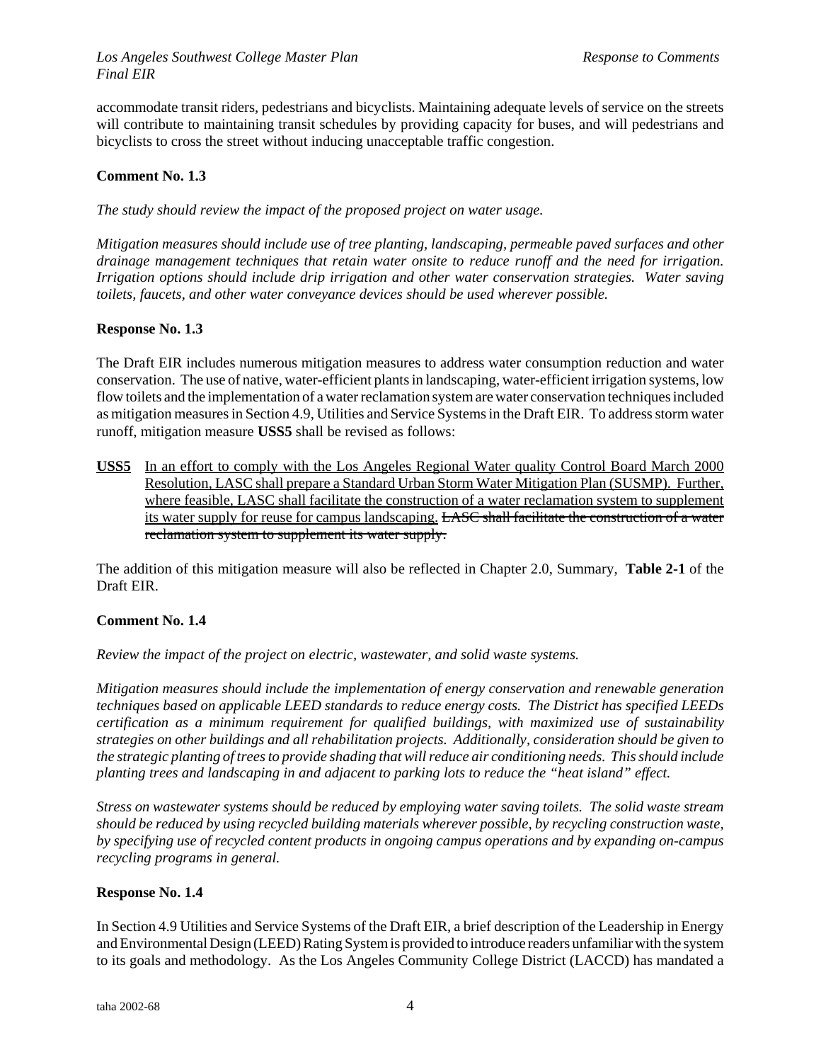accommodate transit riders, pedestrians and bicyclists. Maintaining adequate levels of service on the streets will contribute to maintaining transit schedules by providing capacity for buses, and will pedestrians and bicyclists to cross the street without inducing unacceptable traffic congestion.

**Comment No. 1.3**

*The study should review the impact of the proposed project on water usage.*

*Mitigation measures should include use of tree planting, landscaping, permeable paved surfaces and other drainage management techniques that retain water onsite to reduce runoff and the need for irrigation. Irrigation options should include drip irrigation and other water conservation strategies. Water saving toilets, faucets, and other water conveyance devices should be used wherever possible.*

**Response No. 1.3**

The Draft EIR includes numerous mitigation measures to address water consumption reduction and water conservation. The use of native, water-efficient plants in landscaping, water-efficient irrigation systems, low flow toilets and the implementation of a water reclamation system are water conservation techniques included as mitigation measures in Section 4.9, Utilities and Service Systems in the Draft EIR. To address storm water runoff, mitigation measure **USS5** shall be revised as follows:

**<u>USS5</u>** <u>In an effort to comply with the Los Angeles Regional Water quality Control Board March 2000 Resolution, LASC shall prepare a Standard Urban Storm Water Mitigation Plan (SUSMP). Further, where feasible, LASC shall facilitate the construction of a water reclamation system to supplement its water supply for reuse for campus landscaping.</u> ~~LASC shall facilitate the construction of a water reclamation system to supplement its water supply.~~

The addition of this mitigation measure will also be reflected in Chapter 2.0, Summary, **Table 2-1** of the Draft EIR.

**Comment No. 1.4**

*Review the impact of the project on electric, wastewater, and solid waste systems.*

*Mitigation measures should include the implementation of energy conservation and renewable generation techniques based on applicable LEED standards to reduce energy costs. The District has specified LEEDs certification as a minimum requirement for qualified buildings, with maximized use of sustainability strategies on other buildings and all rehabilitation projects. Additionally, consideration should be given to the strategic planting of trees to provide shading that will reduce air conditioning needs. This should include planting trees and landscaping in and adjacent to parking lots to reduce the "heat island" effect.*

*Stress on wastewater systems should be reduced by employing water saving toilets. The solid waste stream should be reduced by using recycled building materials wherever possible, by recycling construction waste, by specifying use of recycled content products in ongoing campus operations and by expanding on-campus recycling programs in general.*

**Response No. 1.4**

In Section 4.9 Utilities and Service Systems of the Draft EIR, a brief description of the Leadership in Energy and Environmental Design (LEED) Rating System is provided to introduce readers unfamiliar with the system to its goals and methodology. As the Los Angeles Community College District (LACCD) has mandated a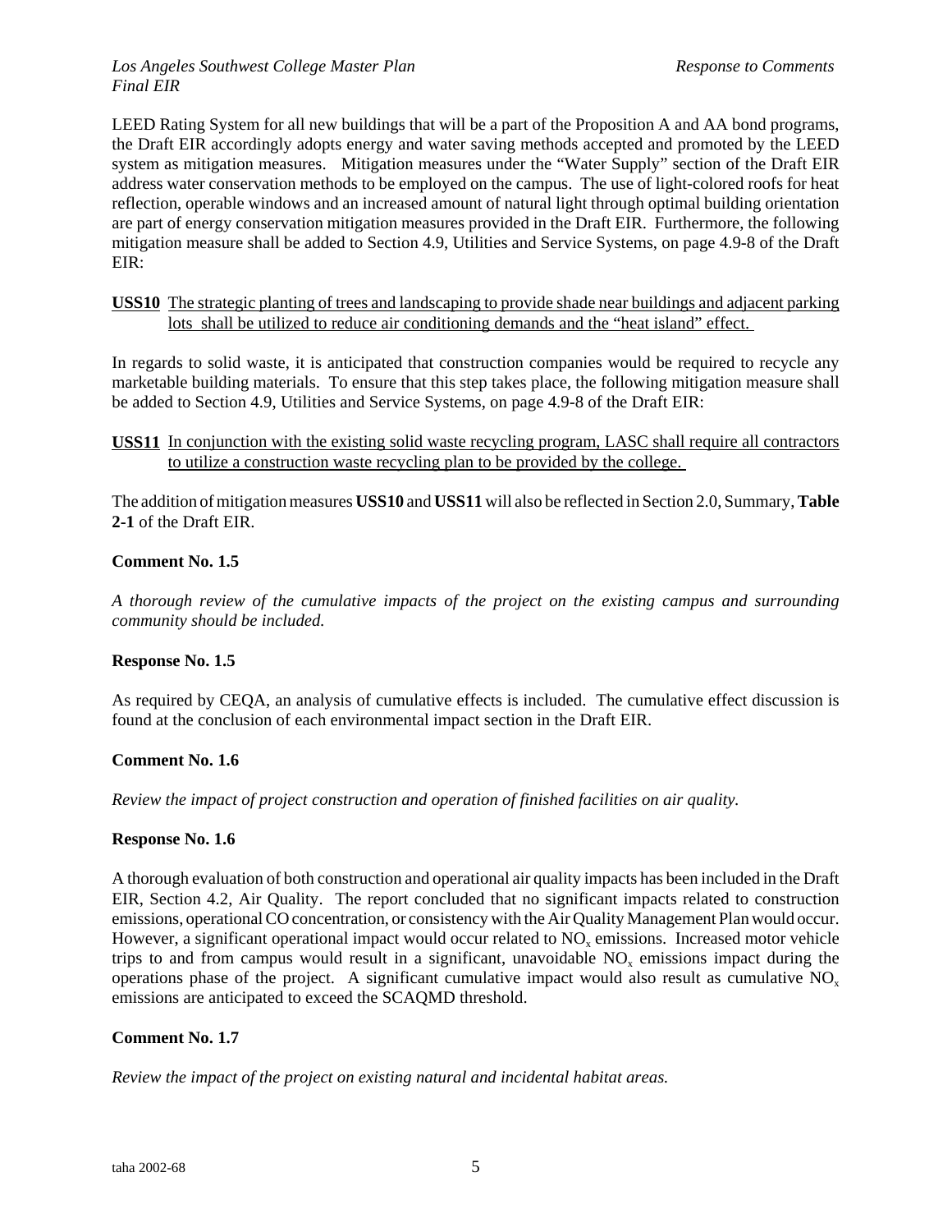LEED Rating System for all new buildings that will be a part of the Proposition A and AA bond programs, the Draft EIR accordingly adopts energy and water saving methods accepted and promoted by the LEED system as mitigation measures. Mitigation measures under the "Water Supply" section of the Draft EIR address water conservation methods to be employed on the campus. The use of light-colored roofs for heat reflection, operable windows and an increased amount of natural light through optimal building orientation are part of energy conservation mitigation measures provided in the Draft EIR. Furthermore, the following mitigation measure shall be added to Section 4.9, Utilities and Service Systems, on page 4.9-8 of the Draft EIR:

**USS10** <u>The strategic planting of trees and landscaping to provide shade near buildings and adjacent parking lots shall be utilized to reduce air conditioning demands and the "heat island" effect.</u>

In regards to solid waste, it is anticipated that construction companies would be required to recycle any marketable building materials. To ensure that this step takes place, the following mitigation measure shall be added to Section 4.9, Utilities and Service Systems, on page 4.9-8 of the Draft EIR:

**USS11** <u>In conjunction with the existing solid waste recycling program, LASC shall require all contractors to utilize a construction waste recycling plan to be provided by the college.</u>

The addition of mitigation measures **USS10** and **USS11** will also be reflected in Section 2.0, Summary, **Table 2-1** of the Draft EIR.

**Comment No. 1.5**

*A thorough review of the cumulative impacts of the project on the existing campus and surrounding community should be included.*

**Response No. 1.5**

As required by CEQA, an analysis of cumulative effects is included. The cumulative effect discussion is found at the conclusion of each environmental impact section in the Draft EIR.

**Comment No. 1.6**

*Review the impact of project construction and operation of finished facilities on air quality.*

**Response No. 1.6**

A thorough evaluation of both construction and operational air quality impacts has been included in the Draft EIR, Section 4.2, Air Quality. The report concluded that no significant impacts related to construction emissions, operational CO concentration, or consistency with the Air Quality Management Plan would occur. However, a significant operational impact would occur related to $NO_x$ emissions. Increased motor vehicle trips to and from campus would result in a significant, unavoidable $NO_x$ emissions impact during the operations phase of the project. A significant cumulative impact would also result as cumulative $NO_x$ emissions are anticipated to exceed the SCAQMD threshold.

**Comment No. 1.7**

*Review the impact of the project on existing natural and incidental habitat areas.*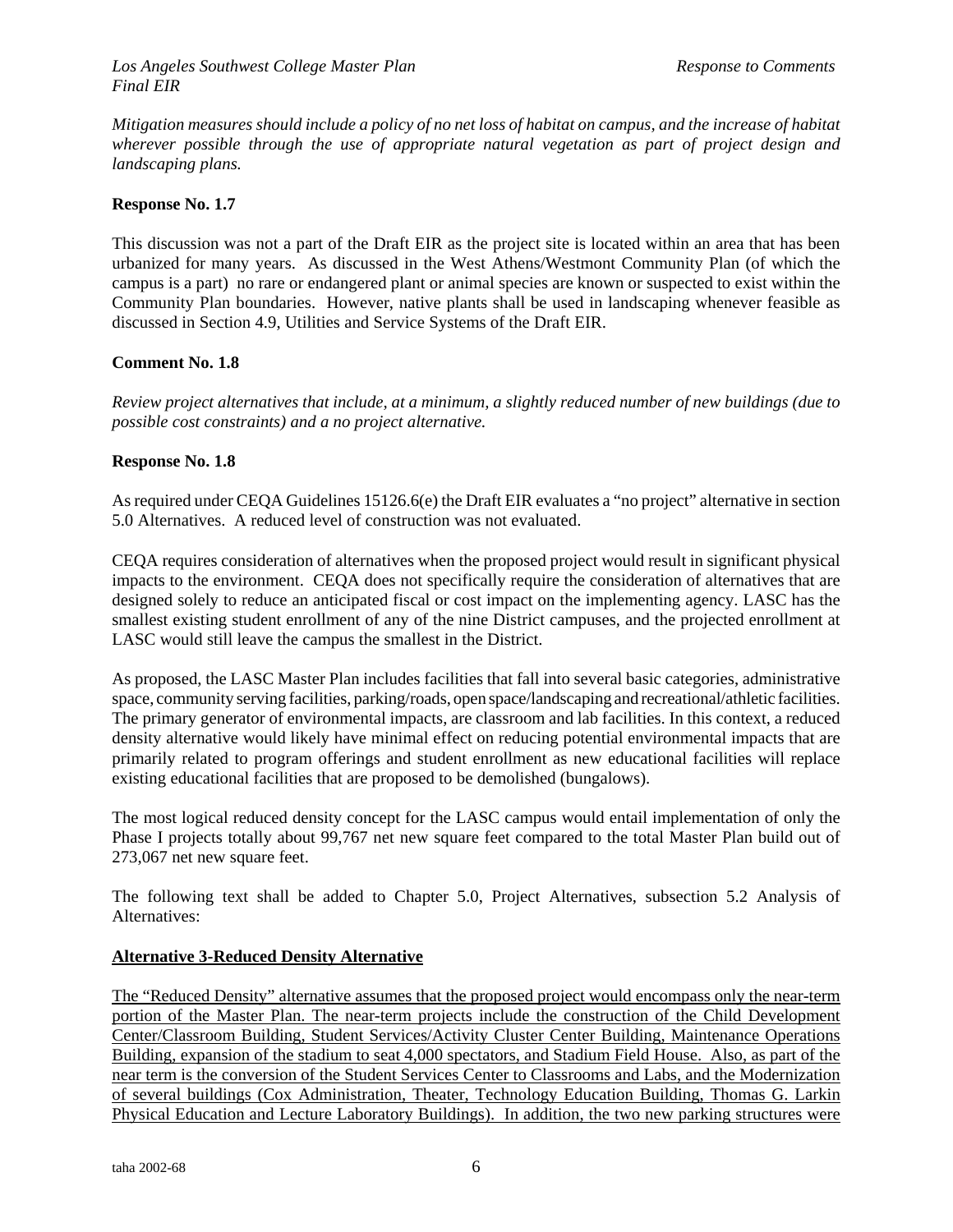*Mitigation measures should include a policy of no net loss of habitat on campus, and the increase of habitat wherever possible through the use of appropriate natural vegetation as part of project design and landscaping plans.*

**Response No. 1.7**

This discussion was not a part of the Draft EIR as the project site is located within an area that has been urbanized for many years. As discussed in the West Athens/Westmont Community Plan (of which the campus is a part) no rare or endangered plant or animal species are known or suspected to exist within the Community Plan boundaries. However, native plants shall be used in landscaping whenever feasible as discussed in Section 4.9, Utilities and Service Systems of the Draft EIR.

**Comment No. 1.8**

*Review project alternatives that include, at a minimum, a slightly reduced number of new buildings (due to possible cost constraints) and a no project alternative.*

**Response No. 1.8**

As required under CEQA Guidelines 15126.6(e) the Draft EIR evaluates a "no project" alternative in section 5.0 Alternatives. A reduced level of construction was not evaluated.

CEQA requires consideration of alternatives when the proposed project would result in significant physical impacts to the environment. CEQA does not specifically require the consideration of alternatives that are designed solely to reduce an anticipated fiscal or cost impact on the implementing agency. LASC has the smallest existing student enrollment of any of the nine District campuses, and the projected enrollment at LASC would still leave the campus the smallest in the District.

As proposed, the LASC Master Plan includes facilities that fall into several basic categories, administrative space, community serving facilities, parking/roads, open space/landscaping and recreational/athletic facilities. The primary generator of environmental impacts, are classroom and lab facilities. In this context, a reduced density alternative would likely have minimal effect on reducing potential environmental impacts that are primarily related to program offerings and student enrollment as new educational facilities will replace existing educational facilities that are proposed to be demolished (bungalows).

The most logical reduced density concept for the LASC campus would entail implementation of only the Phase I projects totally about 99,767 net new square feet compared to the total Master Plan build out of 273,067 net new square feet.

The following text shall be added to Chapter 5.0, Project Alternatives, subsection 5.2 Analysis of Alternatives:

<u>**Alternative 3-Reduced Density Alternative**</u>

<u>The "Reduced Density" alternative assumes that the proposed project would encompass only the near-term portion of the Master Plan. The near-term projects include the construction of the Child Development Center/Classroom Building, Student Services/Activity Cluster Center Building, Maintenance Operations Building, expansion of the stadium to seat 4,000 spectators, and Stadium Field House. Also, as part of the near term is the conversion of the Student Services Center to Classrooms and Labs, and the Modernization of several buildings (Cox Administration, Theater, Technology Education Building, Thomas G. Larkin Physical Education and Lecture Laboratory Buildings). In addition, the two new parking structures were</u>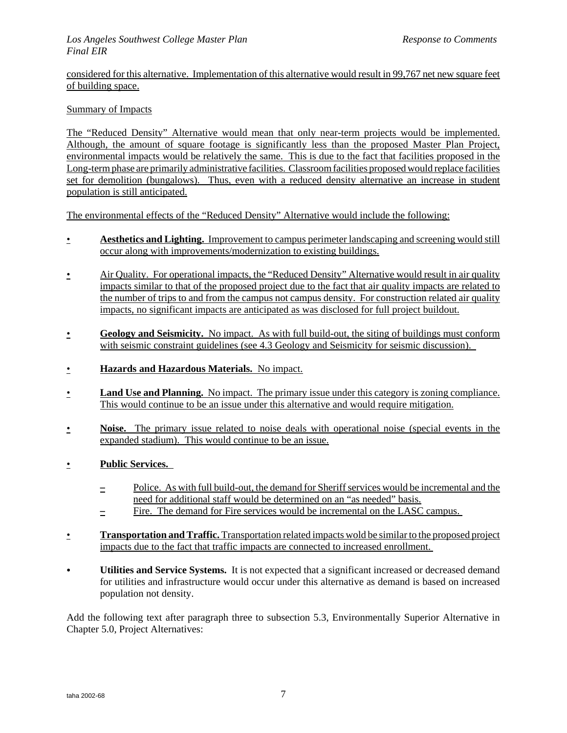considered for this alternative. Implementation of this alternative would result in 99,767 net new square feet of building space.

Summary of Impacts

The "Reduced Density" Alternative would mean that only near-term projects would be implemented. Although, the amount of square footage is significantly less than the proposed Master Plan Project, environmental impacts would be relatively the same. This is due to the fact that facilities proposed in the Long-term phase are primarily administrative facilities. Classroom facilities proposed would replace facilities set for demolition (bungalows). Thus, even with a reduced density alternative an increase in student population is still anticipated.

The environmental effects of the "Reduced Density" Alternative would include the following:

- **Aesthetics and Lighting.** Improvement to campus perimeter landscaping and screening would still occur along with improvements/modernization to existing buildings.
- Air Quality. For operational impacts, the "Reduced Density" Alternative would result in air quality impacts similar to that of the proposed project due to the fact that air quality impacts are related to the number of trips to and from the campus not campus density. For construction related air quality impacts, no significant impacts are anticipated as was disclosed for full project buildout.
- **Geology and Seismicity.** No impact. As with full build-out, the siting of buildings must conform with seismic constraint guidelines (see 4.3 Geology and Seismicity for seismic discussion).
- **Hazards and Hazardous Materials.** No impact.
- **Land Use and Planning.** No impact. The primary issue under this category is zoning compliance. This would continue to be an issue under this alternative and would require mitigation.
- **Noise.** The primary issue related to noise deals with operational noise (special events in the expanded stadium). This would continue to be an issue.
- **Public Services.**
  - Police. As with full build-out, the demand for Sheriff services would be incremental and the need for additional staff would be determined on an "as needed" basis.
  - Fire. The demand for Fire services would be incremental on the LASC campus.
- **Transportation and Traffic.** Transportation related impacts wold be similar to the proposed project impacts due to the fact that traffic impacts are connected to increased enrollment.
- **Utilities and Service Systems.** It is not expected that a significant increased or decreased demand for utilities and infrastructure would occur under this alternative as demand is based on increased population not density.

Add the following text after paragraph three to subsection 5.3, Environmentally Superior Alternative in Chapter 5.0, Project Alternatives: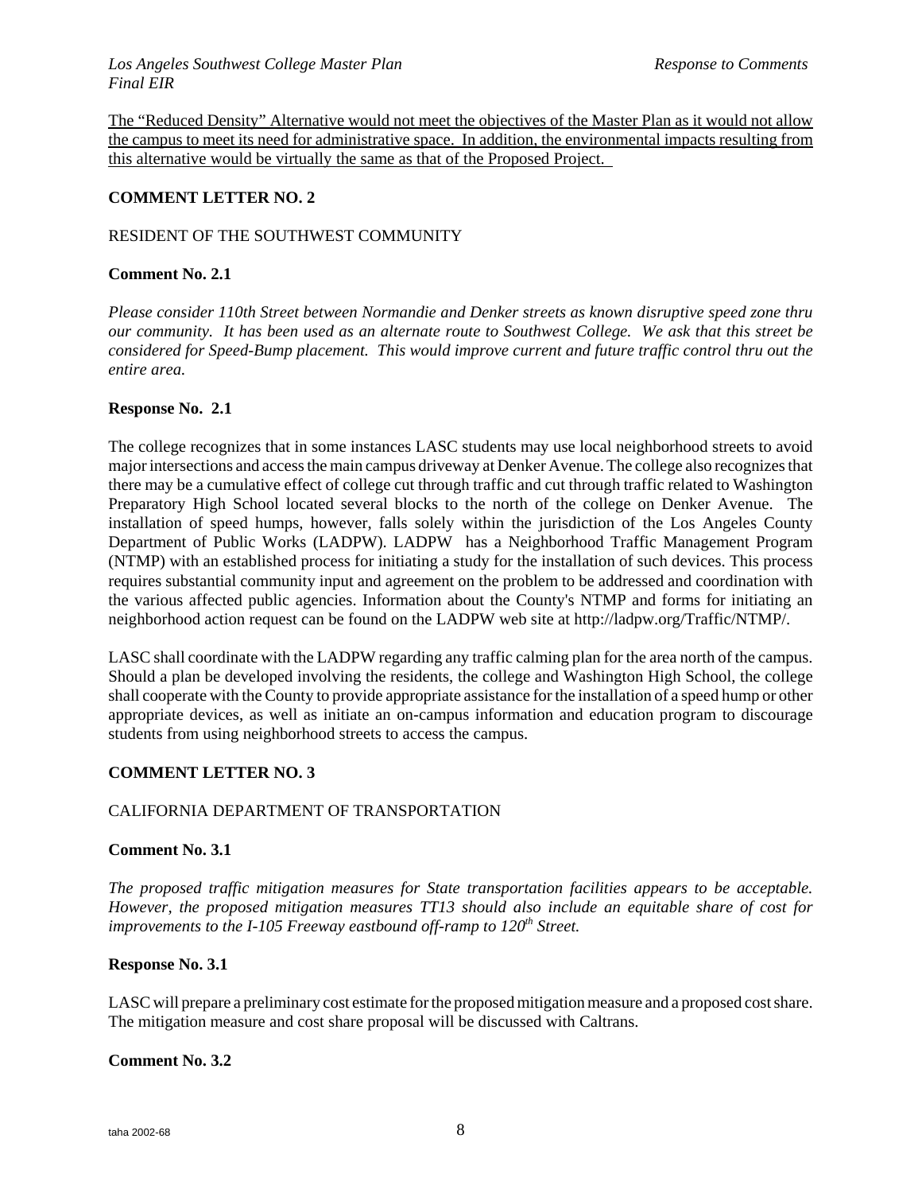The "Reduced Density" Alternative would not meet the objectives of the Master Plan as it would not allow the campus to meet its need for administrative space. In addition, the environmental impacts resulting from this alternative would be virtually the same as that of the Proposed Project.

**COMMENT LETTER NO. 2**

RESIDENT OF THE SOUTHWEST COMMUNITY

**Comment No. 2.1**

*Please consider 110th Street between Normandie and Denker streets as known disruptive speed zone thru our community. It has been used as an alternate route to Southwest College. We ask that this street be considered for Speed-Bump placement. This would improve current and future traffic control thru out the entire area.*

**Response No. 2.1**

The college recognizes that in some instances LASC students may use local neighborhood streets to avoid major intersections and access the main campus driveway at Denker Avenue. The college also recognizes that there may be a cumulative effect of college cut through traffic and cut through traffic related to Washington Preparatory High School located several blocks to the north of the college on Denker Avenue. The installation of speed humps, however, falls solely within the jurisdiction of the Los Angeles County Department of Public Works (LADPW). LADPW has a Neighborhood Traffic Management Program (NTMP) with an established process for initiating a study for the installation of such devices. This process requires substantial community input and agreement on the problem to be addressed and coordination with the various affected public agencies. Information about the County's NTMP and forms for initiating an neighborhood action request can be found on the LADPW web site at http://ladpw.org/Traffic/NTMP/.

LASC shall coordinate with the LADPW regarding any traffic calming plan for the area north of the campus. Should a plan be developed involving the residents, the college and Washington High School, the college shall cooperate with the County to provide appropriate assistance for the installation of a speed hump or other appropriate devices, as well as initiate an on-campus information and education program to discourage students from using neighborhood streets to access the campus.

**COMMENT LETTER NO. 3**

CALIFORNIA DEPARTMENT OF TRANSPORTATION

**Comment No. 3.1**

*The proposed traffic mitigation measures for State transportation facilities appears to be acceptable. However, the proposed mitigation measures TT13 should also include an equitable share of cost for improvements to the I-105 Freeway eastbound off-ramp to 120th Street.*

**Response No. 3.1**

LASC will prepare a preliminary cost estimate for the proposed mitigation measure and a proposed cost share. The mitigation measure and cost share proposal will be discussed with Caltrans.

**Comment No. 3.2**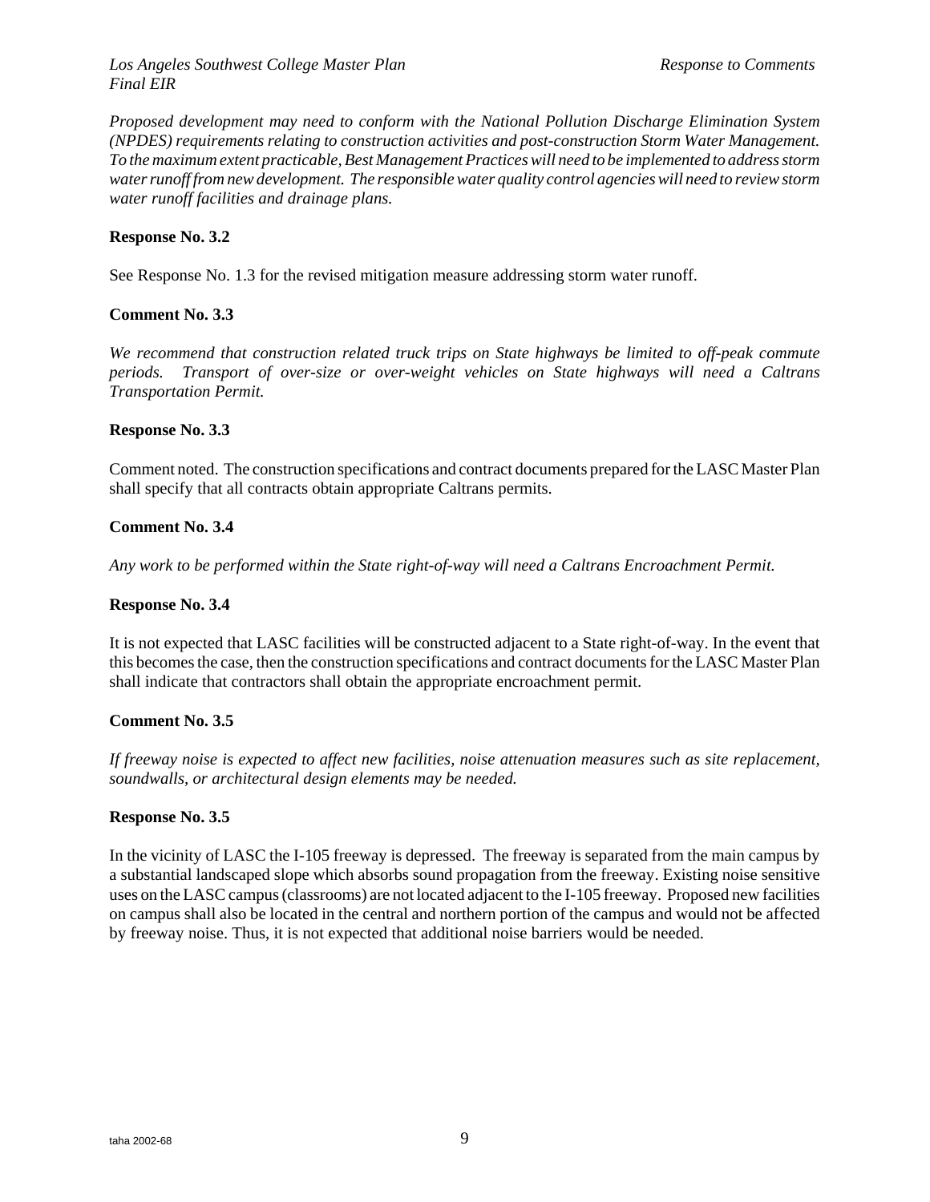*Proposed development may need to conform with the National Pollution Discharge Elimination System (NPDES) requirements relating to construction activities and post-construction Storm Water Management. To the maximum extent practicable, Best Management Practices will need to be implemented to address storm water runoff from new development. The responsible water quality control agencies will need to review storm water runoff facilities and drainage plans.*

**Response No. 3.2**

See Response No. 1.3 for the revised mitigation measure addressing storm water runoff.

**Comment No. 3.3**

*We recommend that construction related truck trips on State highways be limited to off-peak commute periods. Transport of over-size or over-weight vehicles on State highways will need a Caltrans Transportation Permit.*

**Response No. 3.3**

Comment noted. The construction specifications and contract documents prepared for the LASC Master Plan shall specify that all contracts obtain appropriate Caltrans permits.

**Comment No. 3.4**

*Any work to be performed within the State right-of-way will need a Caltrans Encroachment Permit.*

**Response No. 3.4**

It is not expected that LASC facilities will be constructed adjacent to a State right-of-way. In the event that this becomes the case, then the construction specifications and contract documents for the LASC Master Plan shall indicate that contractors shall obtain the appropriate encroachment permit.

**Comment No. 3.5**

*If freeway noise is expected to affect new facilities, noise attenuation measures such as site replacement, soundwalls, or architectural design elements may be needed.*

**Response No. 3.5**

In the vicinity of LASC the I-105 freeway is depressed. The freeway is separated from the main campus by a substantial landscaped slope which absorbs sound propagation from the freeway. Existing noise sensitive uses on the LASC campus (classrooms) are not located adjacent to the I-105 freeway. Proposed new facilities on campus shall also be located in the central and northern portion of the campus and would not be affected by freeway noise. Thus, it is not expected that additional noise barriers would be needed.